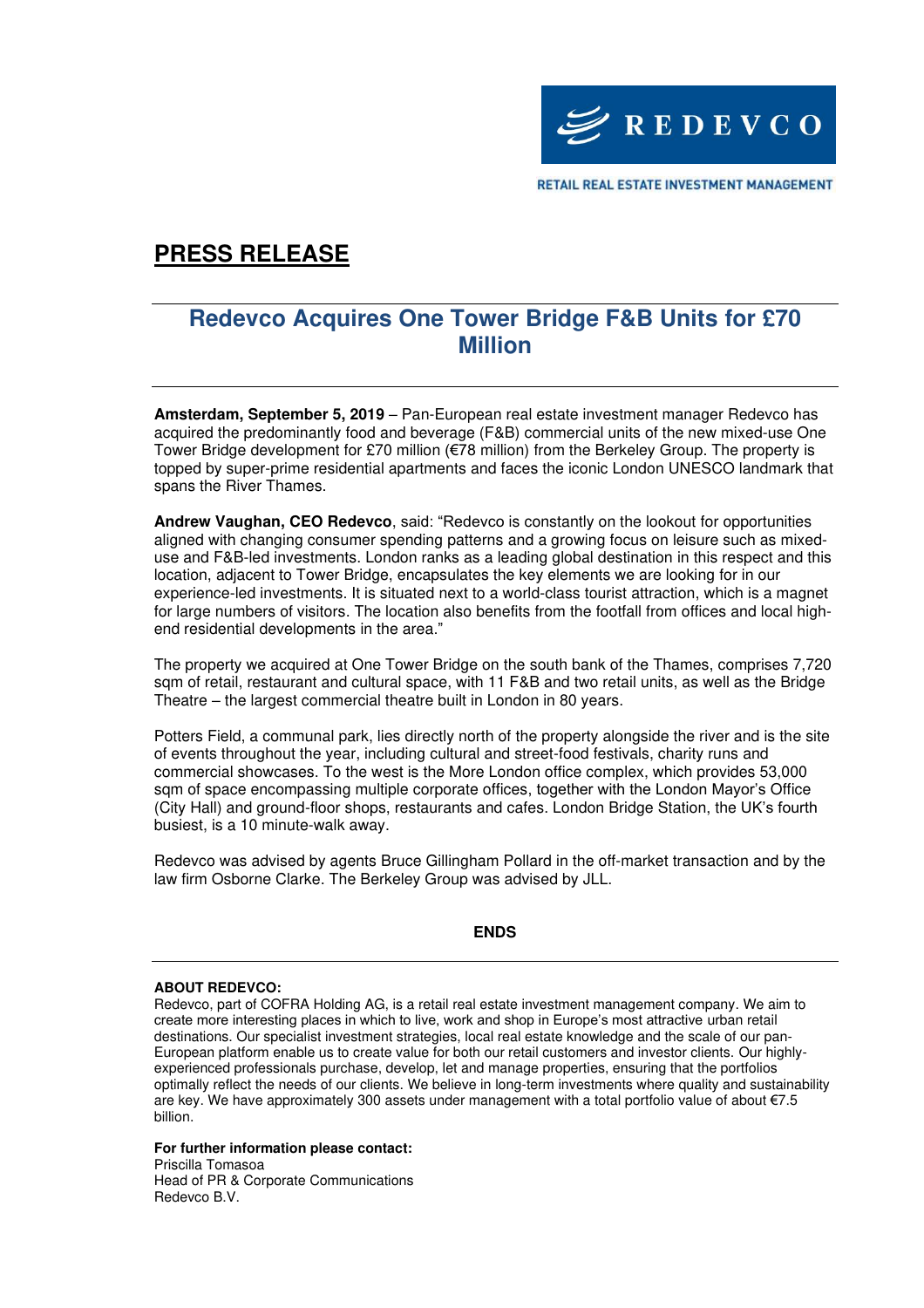REDEVCO

RETAIL REAL ESTATE INVESTMENT MANAGEMENT

# PRESS RELEASE

## Redevco Acquires One Tower Bridge F&B Units for £70 Million

**Amsterdam, September 5, 2019** – Pan-European real estate investment manager Redevco has acquired the predominantly food and beverage (F&B) commercial units of the new mixed-use One Tower Bridge development for £70 million (€78 million) from the Berkeley Group. The property is topped by super-prime residential apartments and faces the iconic London UNESCO landmark that spans the River Thames.

**Andrew Vaughan, CEO Redevco**, said: "Redevco is constantly on the lookout for opportunities aligned with changing consumer spending patterns and a growing focus on leisure such as mixed-use and F&B-led investments. London ranks as a leading global destination in this respect and this location, adjacent to Tower Bridge, encapsulates the key elements we are looking for in our experience-led investments. It is situated next to a world-class tourist attraction, which is a magnet for large numbers of visitors. The location also benefits from the footfall from offices and local high-end residential developments in the area."

The property we acquired at One Tower Bridge on the south bank of the Thames, comprises 7,720 sqm of retail, restaurant and cultural space, with 11 F&B and two retail units, as well as the Bridge Theatre – the largest commercial theatre built in London in 80 years.

Potters Field, a communal park, lies directly north of the property alongside the river and is the site of events throughout the year, including cultural and street-food festivals, charity runs and commercial showcases. To the west is the More London office complex, which provides 53,000 sqm of space encompassing multiple corporate offices, together with the London Mayor's Office (City Hall) and ground-floor shops, restaurants and cafes. London Bridge Station, the UK's fourth busiest, is a 10 minute-walk away.

Redevco was advised by agents Bruce Gillingham Pollard in the off-market transaction and by the law firm Osborne Clarke. The Berkeley Group was advised by JLL.

**ENDS**

**ABOUT REDEVCO:**
Redevco, part of COFRA Holding AG, is a retail real estate investment management company. We aim to create more interesting places in which to live, work and shop in Europe's most attractive urban retail destinations. Our specialist investment strategies, local real estate knowledge and the scale of our pan-European platform enable us to create value for both our retail customers and investor clients. Our highly-experienced professionals purchase, develop, let and manage properties, ensuring that the portfolios optimally reflect the needs of our clients. We believe in long-term investments where quality and sustainability are key. We have approximately 300 assets under management with a total portfolio value of about €7.5 billion.

**For further information please contact:**
Priscilla Tomasoa
Head of PR & Corporate Communications
Redevco B.V.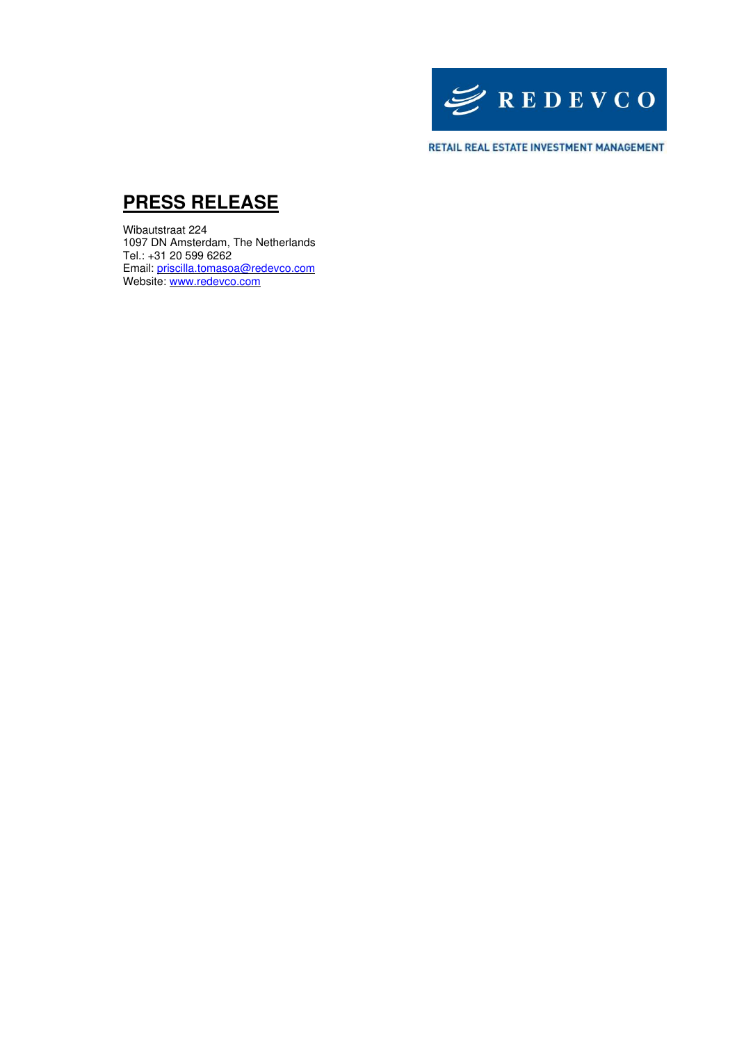REDEVCO

RETAIL REAL ESTATE INVESTMENT MANAGEMENT

# PRESS RELEASE

Wibautstraat 224
1097 DN Amsterdam, The Netherlands
Tel.: +31 20 599 6262
Email: priscilla.tomasoa@redevco.com
Website: www.redevco.com